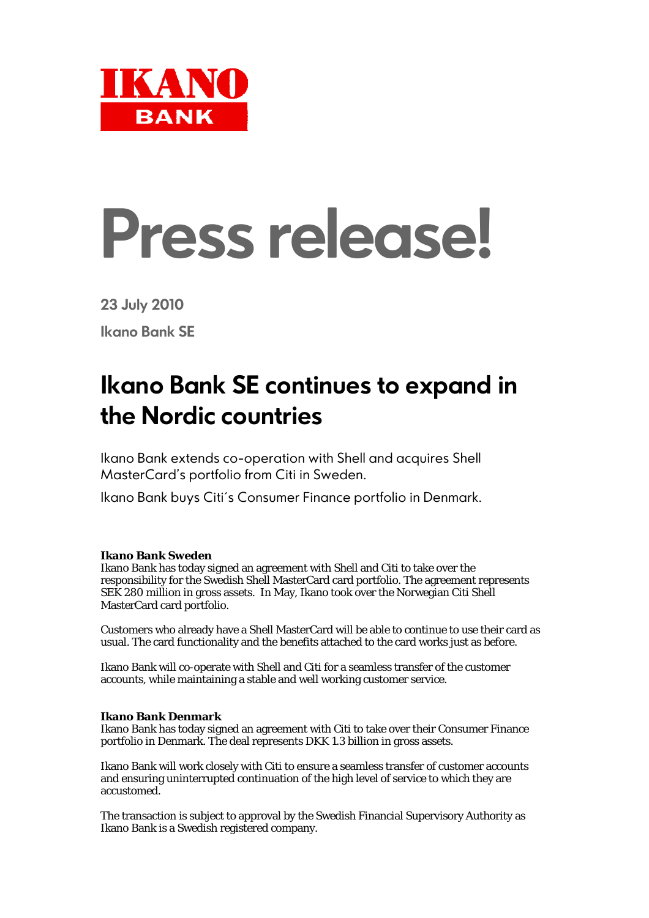IKANO BANK

# Press release!

23 July 2010

Ikano Bank SE

## Ikano Bank SE continues to expand in the Nordic countries

Ikano Bank extends co-operation with Shell and acquires Shell MasterCard's portfolio from Citi in Sweden.

Ikano Bank buys Citi´s Consumer Finance portfolio in Denmark.

**Ikano Bank Sweden**

Ikano Bank has today signed an agreement with Shell and Citi to take over the responsibility for the Swedish Shell MasterCard card portfolio. The agreement represents SEK 280 million in gross assets. In May, Ikano took over the Norwegian Citi Shell MasterCard card portfolio.

Customers who already have a Shell MasterCard will be able to continue to use their card as usual. The card functionality and the benefits attached to the card works just as before.

Ikano Bank will co-operate with Shell and Citi for a seamless transfer of the customer accounts, while maintaining a stable and well working customer service.

**Ikano Bank Denmark**

Ikano Bank has today signed an agreement with Citi to take over their Consumer Finance portfolio in Denmark. The deal represents DKK 1.3 billion in gross assets.

Ikano Bank will work closely with Citi to ensure a seamless transfer of customer accounts and ensuring uninterrupted continuation of the high level of service to which they are accustomed.

The transaction is subject to approval by the Swedish Financial Supervisory Authority as Ikano Bank is a Swedish registered company.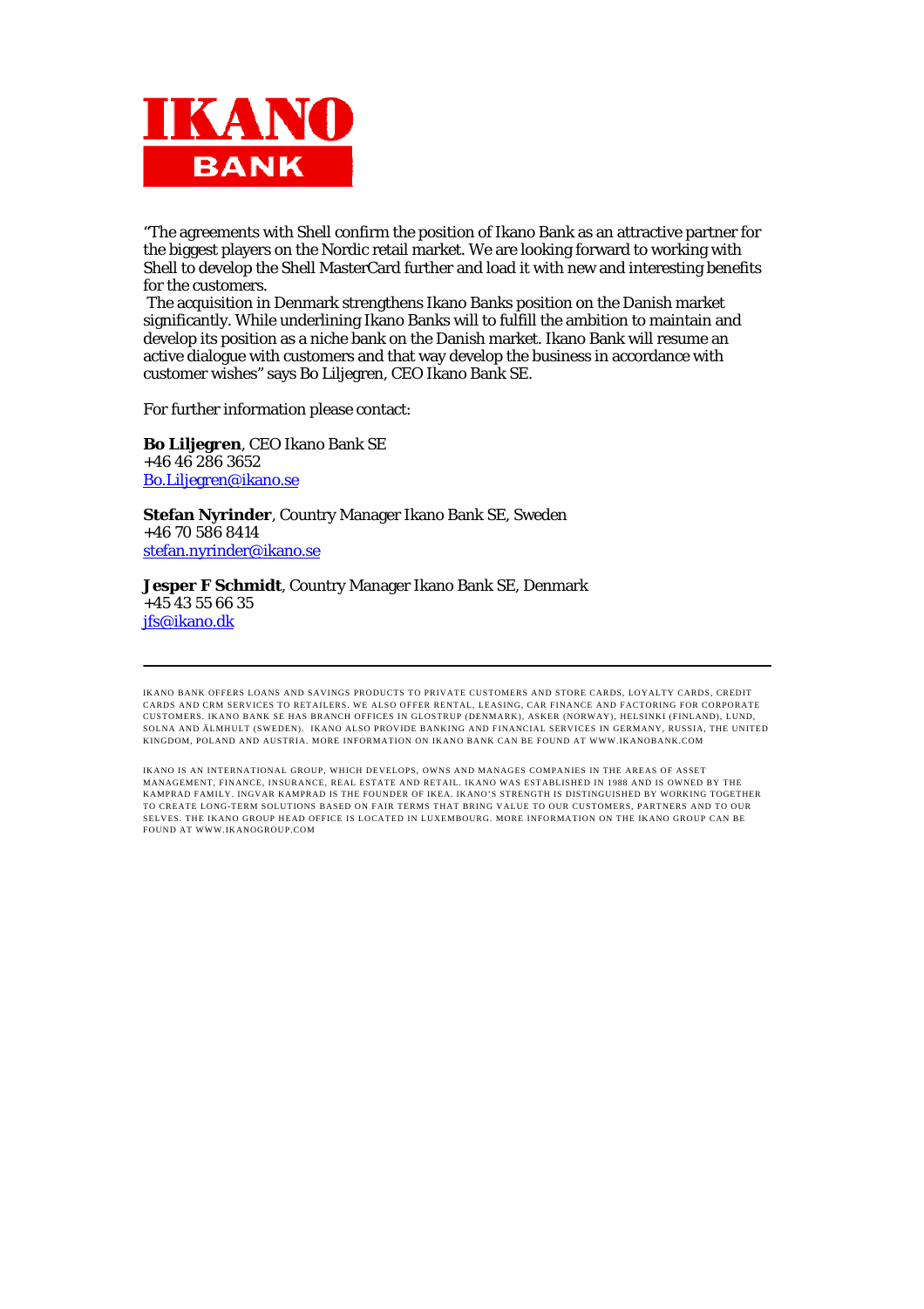"The agreements with Shell confirm the position of Ikano Bank as an attractive partner for the biggest players on the Nordic retail market. We are looking forward to working with Shell to develop the Shell MasterCard further and load it with new and interesting benefits for the customers.

The acquisition in Denmark strengthens Ikano Banks position on the Danish market significantly. While underlining Ikano Banks will to fulfill the ambition to maintain and develop its position as a niche bank on the Danish market. Ikano Bank will resume an active dialogue with customers and that way develop the business in accordance with customer wishes" says Bo Liljegren, CEO Ikano Bank SE.

For further information please contact:

**Bo Liljegren**, CEO Ikano Bank SE
+46 46 286 3652
Bo.Liljegren@ikano.se

**Stefan Nyrinder**, Country Manager Ikano Bank SE, Sweden
+46 70 586 8414
stefan.nyrinder@ikano.se

**Jesper F Schmidt**, Country Manager Ikano Bank SE, Denmark
+45 43 55 66 35
jfs@ikano.dk

---

IKANO BANK OFFERS LOANS AND SAVINGS PRODUCTS TO PRIVATE CUSTOMERS AND STORE CARDS, LOYALTY CARDS, CREDIT CARDS AND CRM SERVICES TO RETAILERS. WE ALSO OFFER RENTAL, LEASING, CAR FINANCE AND FACTORING FOR CORPORATE CUSTOMERS. IKANO BANK SE HAS BRANCH OFFICES IN GLOSTRUP (DENMARK), ASKER (NORWAY), HELSINKI (FINLAND), LUND, SOLNA AND ÄLMHULT (SWEDEN). IKANO ALSO PROVIDE BANKING AND FINANCIAL SERVICES IN GERMANY, RUSSIA, THE UNITED KINGDOM, POLAND AND AUSTRIA. MORE INFORMATION ON IKANO BANK CAN BE FOUND AT WWW.IKANOBANK.COM

IKANO IS AN INTERNATIONAL GROUP, WHICH DEVELOPS, OWNS AND MANAGES COMPANIES IN THE AREAS OF ASSET MANAGEMENT, FINANCE, INSURANCE, REAL ESTATE AND RETAIL. IKANO WAS ESTABLISHED IN 1988 AND IS OWNED BY THE KAMPRAD FAMILY. INGVAR KAMPRAD IS THE FOUNDER OF IKEA. IKANO'S STRENGTH IS DISTINGUISHED BY WORKING TOGETHER TO CREATE LONG-TERM SOLUTIONS BASED ON FAIR TERMS THAT BRING VALUE TO OUR CUSTOMERS, PARTNERS AND TO OUR SELVES. THE IKANO GROUP HEAD OFFICE IS LOCATED IN LUXEMBOURG. MORE INFORMATION ON THE IKANO GROUP CAN BE FOUND AT WWW.IKANOGROUP.COM